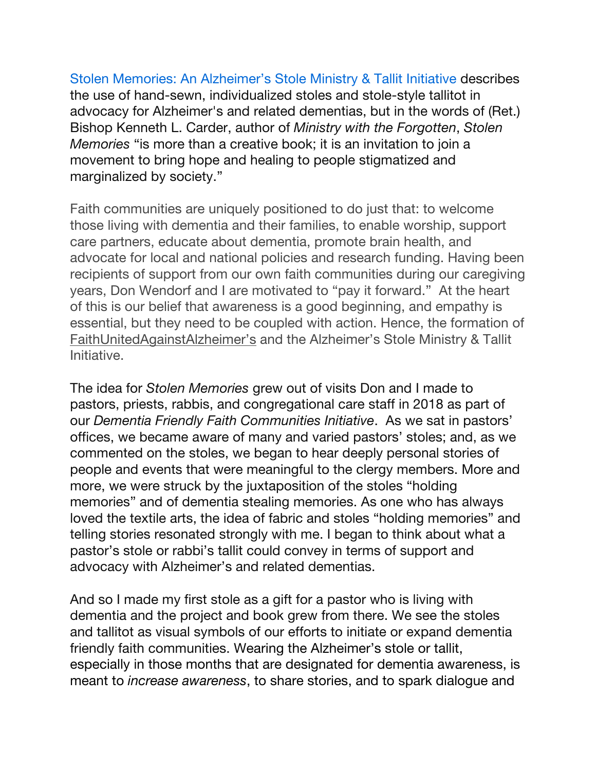Stolen Memories: An Alzheimer's Stole Ministry & Tallit Initiative describes the use of hand-sewn, individualized stoles and stole-style tallitot in advocacy for Alzheimer's and related dementias, but in the words of (Ret.) Bishop Kenneth L. Carder, author of *Ministry with the Forgotten*, *Stolen Memories* "is more than a creative book; it is an invitation to join a movement to bring hope and healing to people stigmatized and marginalized by society."

Faith communities are uniquely positioned to do just that: to welcome those living with dementia and their families, to enable worship, support care partners, educate about dementia, promote brain health, and advocate for local and national policies and research funding. Having been recipients of support from our own faith communities during our caregiving years, Don Wendorf and I are motivated to "pay it forward." At the heart of this is our belief that awareness is a good beginning, and empathy is essential, but they need to be coupled with action. Hence, the formation of FaithUnitedAgainstAlzheimer's and the Alzheimer's Stole Ministry & Tallit Initiative.

The idea for *Stolen Memories* grew out of visits Don and I made to pastors, priests, rabbis, and congregational care staff in 2018 as part of our *Dementia Friendly Faith Communities Initiative*. As we sat in pastors' offices, we became aware of many and varied pastors' stoles; and, as we commented on the stoles, we began to hear deeply personal stories of people and events that were meaningful to the clergy members. More and more, we were struck by the juxtaposition of the stoles "holding memories" and of dementia stealing memories. As one who has always loved the textile arts, the idea of fabric and stoles "holding memories" and telling stories resonated strongly with me. I began to think about what a pastor's stole or rabbi's tallit could convey in terms of support and advocacy with Alzheimer's and related dementias.

And so I made my first stole as a gift for a pastor who is living with dementia and the project and book grew from there. We see the stoles and tallitot as visual symbols of our efforts to initiate or expand dementia friendly faith communities. Wearing the Alzheimer's stole or tallit, especially in those months that are designated for dementia awareness, is meant to *increase awareness*, to share stories, and to spark dialogue and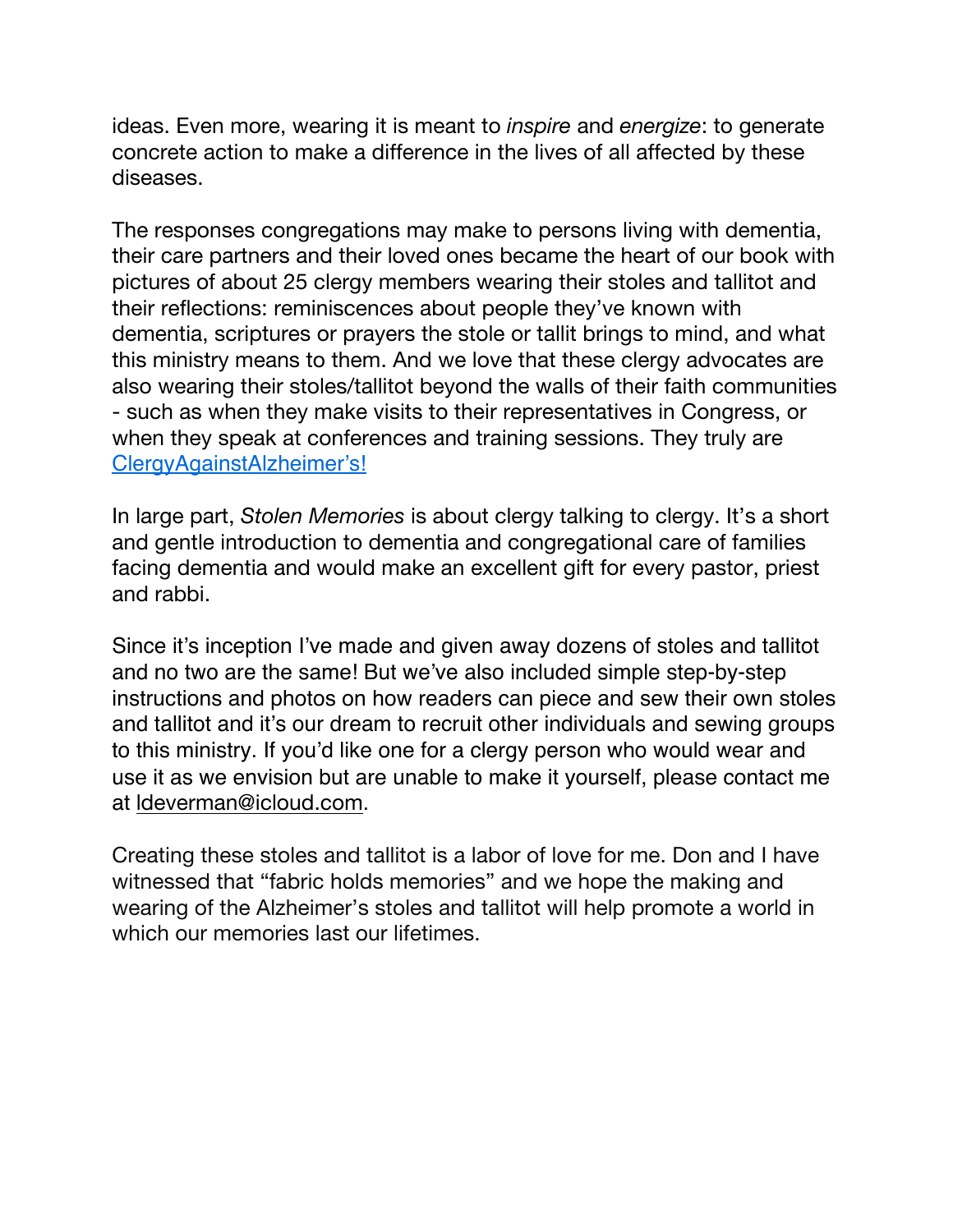ideas. Even more, wearing it is meant to *inspire* and *energize*: to generate concrete action to make a difference in the lives of all affected by these diseases.

The responses congregations may make to persons living with dementia, their care partners and their loved ones became the heart of our book with pictures of about 25 clergy members wearing their stoles and tallitot and their reflections: reminiscences about people they've known with dementia, scriptures or prayers the stole or tallit brings to mind, and what this ministry means to them. And we love that these clergy advocates are also wearing their stoles/tallitot beyond the walls of their faith communities - such as when they make visits to their representatives in Congress, or when they speak at conferences and training sessions. They truly are ClergyAgainstAlzheimer's!

In large part, *Stolen Memories* is about clergy talking to clergy. It's a short and gentle introduction to dementia and congregational care of families facing dementia and would make an excellent gift for every pastor, priest and rabbi.

Since it's inception I've made and given away dozens of stoles and tallitot and no two are the same! But we've also included simple step-by-step instructions and photos on how readers can piece and sew their own stoles and tallitot and it's our dream to recruit other individuals and sewing groups to this ministry. If you'd like one for a clergy person who would wear and use it as we envision but are unable to make it yourself, please contact me at ldeverman@icloud.com.

Creating these stoles and tallitot is a labor of love for me. Don and I have witnessed that "fabric holds memories" and we hope the making and wearing of the Alzheimer's stoles and tallitot will help promote a world in which our memories last our lifetimes.